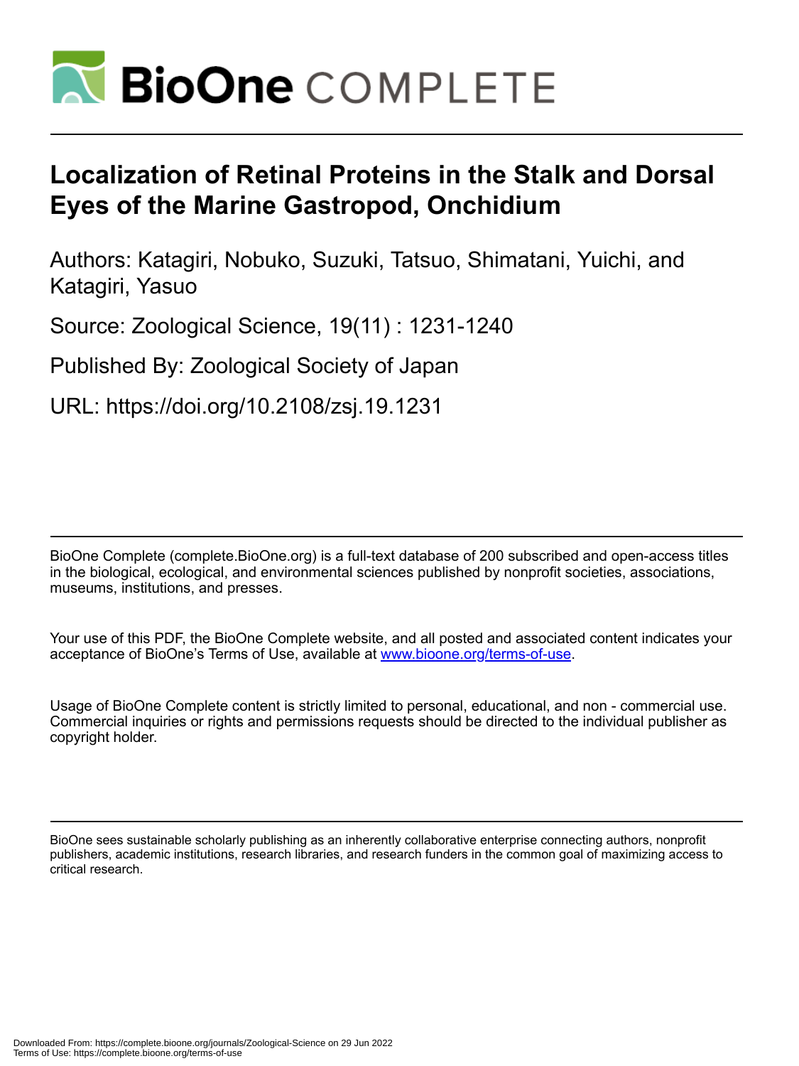# Localization of Retinal Proteins in the Stalk and Dorsal Eyes of the Marine Gastropod, Onchidium

Authors: Katagiri, Nobuko, Suzuki, Tatsuo, Shimatani, Yuichi, and Katagiri, Yasuo

Source: Zoological Science, 19(11) : 1231-1240

Published By: Zoological Society of Japan

URL: https://doi.org/10.2108/zsj.19.1231

---

BioOne Complete (complete.BioOne.org) is a full-text database of 200 subscribed and open-access titles in the biological, ecological, and environmental sciences published by nonprofit societies, associations, museums, institutions, and presses.

Your use of this PDF, the BioOne Complete website, and all posted and associated content indicates your acceptance of BioOne's Terms of Use, available at www.bioone.org/terms-of-use.

Usage of BioOne Complete content is strictly limited to personal, educational, and non - commercial use. Commercial inquiries or rights and permissions requests should be directed to the individual publisher as copyright holder.

---

BioOne sees sustainable scholarly publishing as an inherently collaborative enterprise connecting authors, nonprofit publishers, academic institutions, research libraries, and research funders in the common goal of maximizing access to critical research.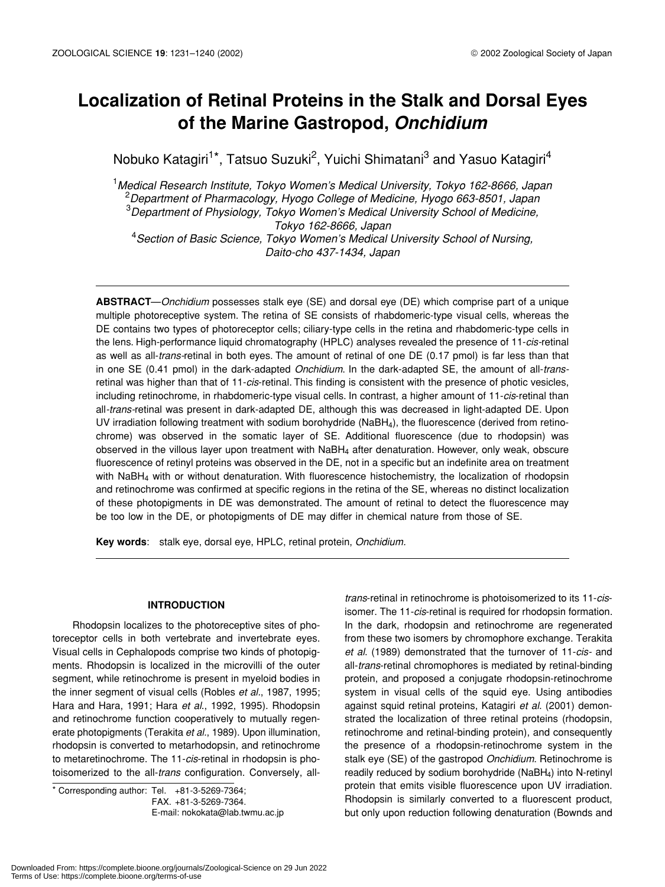# Localization of Retinal Proteins in the Stalk and Dorsal Eyes of the Marine Gastropod, *Onchidium*

Nobuko Katagiri[1]*, Tatsuo Suzuki[2], Yuichi Shimatani[3] and Yasuo Katagiri[4]

[1]*Medical Research Institute, Tokyo Women's Medical University, Tokyo 162-8666, Japan*
[2]*Department of Pharmacology, Hyogo College of Medicine, Hyogo 663-8501, Japan*
[3]*Department of Physiology, Tokyo Women's Medical University School of Medicine, Tokyo 162-8666, Japan*
[4]*Section of Basic Science, Tokyo Women's Medical University School of Nursing, Daito-cho 437-1434, Japan*

**ABSTRACT**—*Onchidium* possesses stalk eye (SE) and dorsal eye (DE) which comprise part of a unique multiple photoreceptive system. The retina of SE consists of rhabdomeric-type visual cells, whereas the DE contains two types of photoreceptor cells; ciliary-type cells in the retina and rhabdomeric-type cells in the lens. High-performance liquid chromatography (HPLC) analyses revealed the presence of 11-*cis*-retinal as well as all-*trans*-retinal in both eyes. The amount of retinal of one DE (0.17 pmol) is far less than that in one SE (0.41 pmol) in the dark-adapted *Onchidium*. In the dark-adapted SE, the amount of all-*trans*-retinal was higher than that of 11-*cis*-retinal. This finding is consistent with the presence of photic vesicles, including retinochrome, in rhabdomeric-type visual cells. In contrast, a higher amount of 11-*cis*-retinal than all-*trans*-retinal was present in dark-adapted DE, although this was decreased in light-adapted DE. Upon UV irradiation following treatment with sodium borohydride ($NaBH_4$), the fluorescence (derived from retinochrome) was observed in the somatic layer of SE. Additional fluorescence (due to rhodopsin) was observed in the villous layer upon treatment with $NaBH_4$ after denaturation. However, only weak, obscure fluorescence of retinyl proteins was observed in the DE, not in a specific but an indefinite area on treatment with $NaBH_4$ with or without denaturation. With fluorescence histochemistry, the localization of rhodopsin and retinochrome was confirmed at specific regions in the retina of the SE, whereas no distinct localization of these photopigments in DE was demonstrated. The amount of retinal to detect the fluorescence may be too low in the DE, or photopigments of DE may differ in chemical nature from those of SE.

**Key words**: stalk eye, dorsal eye, HPLC, retinal protein, *Onchidium*.

## INTRODUCTION

Rhodopsin localizes to the photoreceptive sites of photoreceptor cells in both vertebrate and invertebrate eyes. Visual cells in Cephalopods comprise two kinds of photopigments. Rhodopsin is localized in the microvilli of the outer segment, while retinochrome is present in myeloid bodies in the inner segment of visual cells (Robles *et al*., 1987, 1995; Hara and Hara, 1991; Hara *et al*., 1992, 1995). Rhodopsin and retinochrome function cooperatively to mutually regenerate photopigments (Terakita *et al*., 1989). Upon illumination, rhodopsin is converted to metarhodopsin, and retinochrome to metaretinochrome. The 11-*cis*-retinal in rhodopsin is photoisomerized to the all-*trans* configuration. Conversely, all-*trans*-retinal in retinochrome is photoisomerized to its 11-*cis*-isomer. The 11-*cis*-retinal is required for rhodopsin formation. In the dark, rhodopsin and retinochrome are regenerated from these two isomers by chromophore exchange. Terakita *et al*. (1989) demonstrated that the turnover of 11-*cis*- and all-*trans*-retinal chromophores is mediated by retinal-binding protein, and proposed a conjugate rhodopsin-retinochrome system in visual cells of the squid eye. Using antibodies against squid retinal proteins, Katagiri *et al*. (2001) demonstrated the localization of three retinal proteins (rhodopsin, retinochrome and retinal-binding protein), and consequently the presence of a rhodopsin-retinochrome system in the stalk eye (SE) of the gastropod *Onchidium*. Retinochrome is readily reduced by sodium borohydride ($NaBH_4$) into N-retinyl protein that emits visible fluorescence upon UV irradiation. Rhodopsin is similarly converted to a fluorescent product, but only upon reduction following denaturation (Bownds and

* Corresponding author: Tel. +81-3-5269-7364;
FAX. +81-3-5269-7364.
E-mail: nokokata@lab.twmu.ac.jp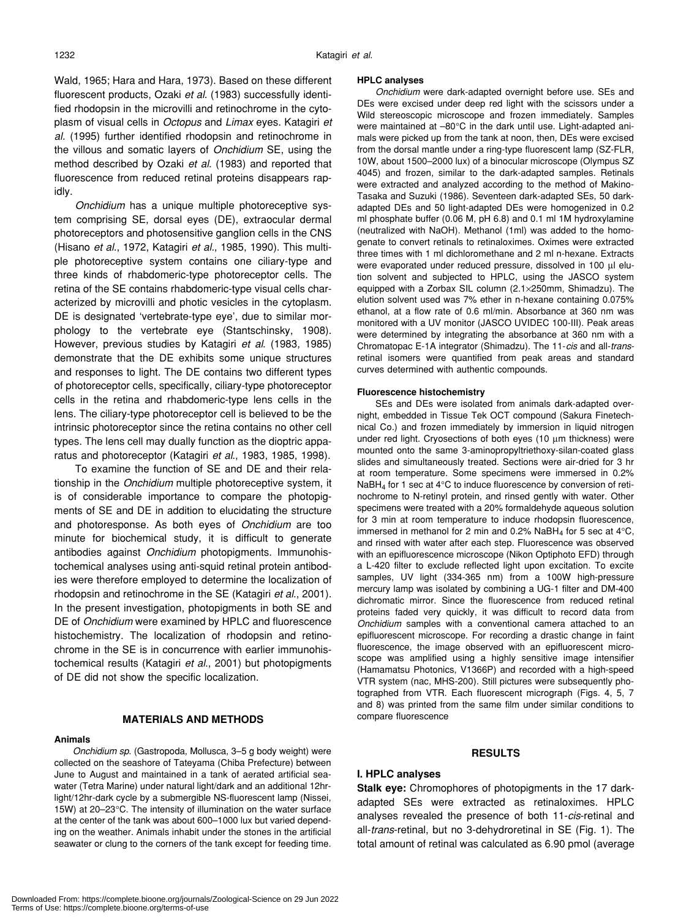Wald, 1965; Hara and Hara, 1973). Based on these different fluorescent products, Ozaki *et al.* (1983) successfully identified rhodopsin in the microvilli and retinochrome in the cytoplasm of visual cells in *Octopus* and *Limax* eyes. Katagiri *et al.* (1995) further identified rhodopsin and retinochrome in the villous and somatic layers of *Onchidium* SE, using the method described by Ozaki *et al*. (1983) and reported that fluorescence from reduced retinal proteins disappears rapidly.

*Onchidium* has a unique multiple photoreceptive system comprising SE, dorsal eyes (DE), extraocular dermal photoreceptors and photosensitive ganglion cells in the CNS (Hisano *et al*., 1972, Katagiri *et al*., 1985, 1990). This multiple photoreceptive system contains one ciliary-type and three kinds of rhabdomeric-type photoreceptor cells. The retina of the SE contains rhabdomeric-type visual cells characterized by microvilli and photic vesicles in the cytoplasm. DE is designated 'vertebrate-type eye', due to similar morphology to the vertebrate eye (Stantschinsky, 1908). However, previous studies by Katagiri *et al.* (1983, 1985) demonstrate that the DE exhibits some unique structures and responses to light. The DE contains two different types of photoreceptor cells, specifically, ciliary-type photoreceptor cells in the retina and rhabdomeric-type lens cells in the lens. The ciliary-type photoreceptor cell is believed to be the intrinsic photoreceptor since the retina contains no other cell types. The lens cell may dually function as the dioptric apparatus and photoreceptor (Katagiri *et al*., 1983, 1985, 1998).

To examine the function of SE and DE and their relationship in the *Onchidium* multiple photoreceptive system, it is of considerable importance to compare the photopigments of SE and DE in addition to elucidating the structure and photoresponse. As both eyes of *Onchidium* are too minute for biochemical study, it is difficult to generate antibodies against *Onchidium* photopigments. Immunohistochemical analyses using anti-squid retinal protein antibodies were therefore employed to determine the localization of rhodopsin and retinochrome in the SE (Katagiri *et al*., 2001). In the present investigation, photopigments in both SE and DE of *Onchidium* were examined by HPLC and fluorescence histochemistry. The localization of rhodopsin and retinochrome in the SE is in concurrence with earlier immunohistochemical results (Katagiri *et al*., 2001) but photopigments of DE did not show the specific localization.

## MATERIALS AND METHODS

### Animals

*Onchidium sp.* (Gastropoda, Mollusca, 3–5 g body weight) were collected on the seashore of Tateyama (Chiba Prefecture) between June to August and maintained in a tank of aerated artificial seawater (Tetra Marine) under natural light/dark and an additional 12hr-light/12hr-dark cycle by a submergible NS-fluorescent lamp (Nissei, 15W) at 20–23°C. The intensity of illumination on the water surface at the center of the tank was about 600–1000 lux but varied depending on the weather. Animals inhabit under the stones in the artificial seawater or clung to the corners of the tank except for feeding time.

### HPLC analyses

*Onchidium* were dark-adapted overnight before use. SEs and DEs were excised under deep red light with the scissors under a Wild stereoscopic microscope and frozen immediately. Samples were maintained at –80°C in the dark until use. Light-adapted animals were picked up from the tank at noon, then, DEs were excised from the dorsal mantle under a ring-type fluorescent lamp (SZ-FLR, 10W, about 1500–2000 lux) of a binocular microscope (Olympus SZ 4045) and frozen, similar to the dark-adapted samples. Retinals were extracted and analyzed according to the method of Makino-Tasaka and Suzuki (1986). Seventeen dark-adapted SEs, 50 dark-adapted DEs and 50 light-adapted DEs were homogenized in 0.2 ml phosphate buffer (0.06 M, pH 6.8) and 0.1 ml 1M hydroxylamine (neutralized with NaOH). Methanol (1ml) was added to the homogenate to convert retinals to retinaloximes. Oximes were extracted three times with 1 ml dichloromethane and 2 ml n-hexane. Extracts were evaporated under reduced pressure, dissolved in 100 µl elution solvent and subjected to HPLC, using the JASCO system equipped with a Zorbax SIL column (2.1×250mm, Shimadzu). The elution solvent used was 7% ether in n-hexane containing 0.075% ethanol, at a flow rate of 0.6 ml/min. Absorbance at 360 nm was monitored with a UV monitor (JASCO UVIDEC 100-III). Peak areas were determined by integrating the absorbance at 360 nm with a Chromatopac E-1A integrator (Shimadzu). The 11-*cis* and all-*trans*-retinal isomers were quantified from peak areas and standard curves determined with authentic compounds.

### Fluorescence histochemistry

SEs and DEs were isolated from animals dark-adapted overnight, embedded in Tissue Tek OCT compound (Sakura Finetechnical Co.) and frozen immediately by immersion in liquid nitrogen under red light. Cryosections of both eyes (10 µm thickness) were mounted onto the same 3-aminopropyltriethoxy-silan-coated glass slides and simultaneously treated. Sections were air-dried for 3 hr at room temperature. Some specimens were immersed in 0.2% $NaBH_4$ for 1 sec at 4°C to induce fluorescence by conversion of retinochrome to N-retinyl protein, and rinsed gently with water. Other specimens were treated with a 20% formaldehyde aqueous solution for 3 min at room temperature to induce rhodopsin fluorescence, immersed in methanol for 2 min and 0.2% $NaBH_4$ for 5 sec at 4°C, and rinsed with water after each step. Fluorescence was observed with an epifluorescence microscope (Nikon Optiphoto EFD) through a L-420 filter to exclude reflected light upon excitation. To excite samples, UV light (334-365 nm) from a 100W high-pressure mercury lamp was isolated by combining a UG-1 filter and DM-400 dichromatic mirror. Since the fluorescence from reduced retinal proteins faded very quickly, it was difficult to record data from *Onchidium* samples with a conventional camera attached to an epifluorescent microscope. For recording a drastic change in faint fluorescence, the image observed with an epifluorescent microscope was amplified using a highly sensitive image intensifier (Hamamatsu Photonics, V1366P) and recorded with a high-speed VTR system (nac, MHS-200). Still pictures were subsequently photographed from VTR. Each fluorescent micrograph (Figs. 4, 5, 7 and 8) was printed from the same film under similar conditions to compare fluorescence

## RESULTS

### I. HPLC analyses

**Stalk eye:** Chromophores of photopigments in the 17 dark-adapted SEs were extracted as retinaloximes. HPLC analyses revealed the presence of both 11-*cis*-retinal and all-*trans*-retinal, but no 3-dehydroretinal in SE (Fig. 1). The total amount of retinal was calculated as 6.90 pmol (average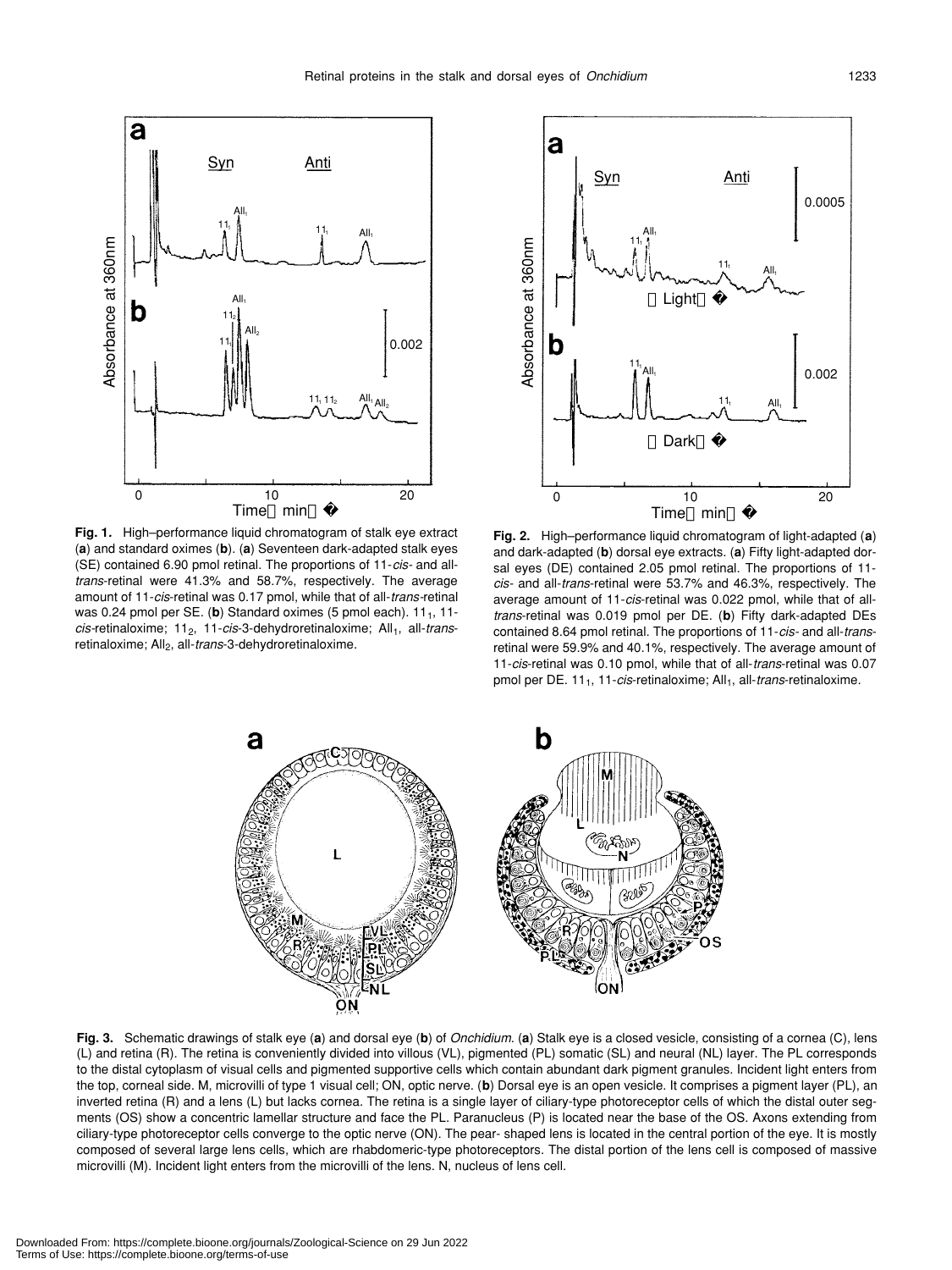**Fig. 1.** High–performance liquid chromatogram of stalk eye extract (**a**) and standard oximes (**b**). (**a**) Seventeen dark-adapted stalk eyes (SE) contained 6.90 pmol retinal. The proportions of 11-*cis*- and all-*trans*-retinal were 41.3% and 58.7%, respectively. The average amount of 11-*cis*-retinal was 0.17 pmol, while that of all-*trans*-retinal was 0.24 pmol per SE. (**b**) Standard oximes (5 pmol each). $11_1$, 11-*cis*-retinaloxime; $11_2$, 11-*cis*-3-dehydroretinaloxime; $All_1$, all-*trans*-retinaloxime; $All_2$, all-*trans*-3-dehydroretinaloxime.

**Fig. 2.** High–performance liquid chromatogram of light-adapted (**a**) and dark-adapted (**b**) dorsal eye extracts. (**a**) Fifty light-adapted dorsal eyes (DE) contained 2.05 pmol retinal. The proportions of 11-*cis*- and all-*trans*-retinal were 53.7% and 46.3%, respectively. The average amount of 11-*cis*-retinal was 0.022 pmol, while that of all-*trans*-retinal was 0.019 pmol per DE. (**b**) Fifty dark-adapted DEs contained 8.64 pmol retinal. The proportions of 11-*cis*- and all-*trans*-retinal were 59.9% and 40.1%, respectively. The average amount of 11-*cis*-retinal was 0.10 pmol, while that of all-*trans*-retinal was 0.07 pmol per DE. $11_1$, 11-*cis*-retinaloxime; $All_1$, all-*trans*-retinaloxime.

**Fig. 3.** Schematic drawings of stalk eye (**a**) and dorsal eye (**b**) of *Onchidium*. (**a**) Stalk eye is a closed vesicle, consisting of a cornea (C), lens (L) and retina (R). The retina is conveniently divided into villous (VL), pigmented (PL) somatic (SL) and neural (NL) layer. The PL corresponds to the distal cytoplasm of visual cells and pigmented supportive cells which contain abundant dark pigment granules. Incident light enters from the top, corneal side. M, microvilli of type 1 visual cell; ON, optic nerve. (**b**) Dorsal eye is an open vesicle. It comprises a pigment layer (PL), an inverted retina (R) and a lens (L) but lacks cornea. The retina is a single layer of ciliary-type photoreceptor cells of which the distal outer segments (OS) show a concentric lamellar structure and face the PL. Paranucleus (P) is located near the base of the OS. Axons extending from ciliary-type photoreceptor cells converge to the optic nerve (ON). The pear- shaped lens is located in the central portion of the eye. It is mostly composed of several large lens cells, which are rhabdomeric-type photoreceptors. The distal portion of the lens cell is composed of massive microvilli (M). Incident light enters from the microvilli of the lens. N, nucleus of lens cell.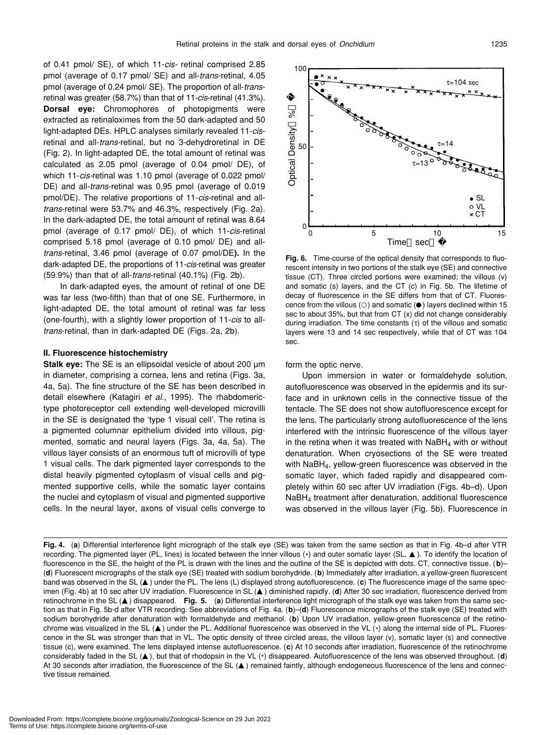of 0.41 pmol/ SE), of which 11-*cis*- retinal comprised 2.85 pmol (average of 0.17 pmol/ SE) and all-*trans*-retinal, 4.05 pmol (average of 0.24 pmol/ SE). The proportion of all-*trans*-retinal was greater (58.7%) than that of 11-*cis*-retinal (41.3%). **Dorsal eye:** Chromophores of photopigments were extracted as retinaloximes from the 50 dark-adapted and 50 light-adapted DEs. HPLC analyses similarly revealed 11-*cis*-retinal and all-*trans*-retinal, but no 3-dehydroretinal in DE (Fig. 2). In light-adapted DE, the total amount of retinal was calculated as 2.05 pmol (average of 0.04 pmol/ DE), of which 11-*cis*-retinal was 1.10 pmol (average of 0.022 pmol/ DE) and all-*trans*-retinal was 0.95 pmol (average of 0.019 pmol/DE). The relative proportions of 11-*cis*-retinal and all-*trans*-retinal were 53.7% and 46.3%, respectively (Fig. 2a). In the dark-adapted DE, the total amount of retinal was 8.64 pmol (average of 0.17 pmol/ DE), of which 11-*cis*-retinal comprised 5.18 pmol (average of 0.10 pmol/ DE) and all-*trans*-retinal, 3.46 pmol (average of 0.07 pmol/DE**)**. In the dark-adapted DE, the proportions of 11-*cis*-retinal was greater (59.9%) than that of all-*trans*-retinal (40.1%) (Fig. 2b).

In dark-adapted eyes, the amount of retinal of one DE was far less (two-fifth) than that of one SE. Furthermore, in light-adapted DE, the total amount of retinal was far less (one-fourth), with a slightly lower proportion of 11-*cis* to all-*trans*-retinal, than in dark-adapted DE (Figs. 2a, 2b).

#### II. Fluorescence histochemistry

**Stalk eye:** The SE is an ellipsoidal vesicle of about 200 μm in diameter, comprising a cornea, lens and retina (Figs. 3a, 4a, 5a). The fine structure of the SE has been described in detail elsewhere (Katagiri *et al.,* 1995). The rhabdomeric-type photoreceptor cell extending well-developed microvilli in the SE is designated the 'type 1 visual cell'. The retina is a pigmented columnar epithelium divided into villous, pigmented, somatic and neural layers (Figs. 3a, 4a, 5a). The villous layer consists of an enormous tuft of microvilli of type 1 visual cells. The dark pigmented layer corresponds to the distal heavily pigmented cytoplasm of visual cells and pigmented supportive cells, while the somatic layer contains the nuclei and cytoplasm of visual and pigmented supportive cells. In the neural layer, axons of visual cells converge to form the optic nerve.

**Fig. 6.** Time-course of the optical density that corresponds to fluorescent intensity in two portions of the stalk eye (SE) and connective tissue (CT). Three circled portions were examined; the villous (v) and somatic (s) layers, and the CT (c) in Fig. 5b. The lifetime of decay of fluorescence in the SE differs from that of CT. Fluorescence from the villous (○) and somatic (●) layers declined within 15 sec to about 35%, but that from CT (x) did not change considerably during irradiation. The time constants (τ) of the villous and somatic layers were 13 and 14 sec respectively, while that of CT was 104 sec.

Upon immersion in water or formaldehyde solution, autofluorescence was observed in the epidermis and its surface and in unknown cells in the connective tissue of the tentacle. The SE does not show autofluorescence except for the lens. The particularly strong autofluorescence of the lens interfered with the intrinsic fluorescence of the villous layer in the retina when it was treated with $NaBH_4$ with or without denaturation. When cryosections of the SE were treated with $NaBH_4$, yellow-green fluorescence was observed in the somatic layer, which faded rapidly and disappeared completely within 60 sec after UV irradiation (Figs. 4b–d). Upon $NaBH_4$ treatment after denaturation, additional fluorescence was observed in the villous layer (Fig. 5b). Fluorescence in

**Fig. 4.** (**a**) Differential interference light micrograph of the stalk eye (SE) was taken from the same section as that in Fig. 4b–d after VTR recording. The pigmented layer (PL, lines) is located between the inner villous (*) and outer somatic layer (SL, ▲). To identify the location of fluorescence in the SE, the height of the PL is drawn with the lines and the outline of the SE is depicted with dots. CT, connective tissue. (**b**)–(**d**) Fluorescent micrographs of the stalk eye (SE) treated with sodium borohydride. (**b**) Immediately after irradiation, a yellow-green fluorescent band was observed in the SL (▲) under the PL. The lens (L) displayed strong autofluorescence. (**c**) The fluorescence image of the same specimen (Fig. 4b) at 10 sec after UV irradiation. Fluorescence in SL (▲) diminished rapidly. (**d**) After 30 sec irradiation, fluorescence derived from retinochrome in the SL (▲) disappeared. **Fig. 5.** (**a**) Differential interference light micrograph of the stalk eye was taken from the same section as that in Fig. 5b-d after VTR recording. See abbreviations of Fig. 4a. (**b**)–(**d**) Fluorescence micrographs of the stalk eye (SE) treated with sodium borohydride after denaturation with formaldehyde and methanol. (**b**) Upon UV irradiation, yellow-green fluorescence of the retinochrome was visualized in the SL (▲) under the PL. Additional fluorescence was observed in the VL (*) along the internal side of PL. Fluorescence in the SL was stronger than that in VL. The optic density of three circled areas, the villous layer (v), somatic layer (s) and connective tissue (c), were examined. The lens displayed intense autofluorescence. (**c**) At 10 seconds after irradiation, fluorescence of the retinochrome considerably faded in the SL (▲), but that of rhodopsin in the VL (*) disappeared. Autofluorescence of the lens was observed throughout. (**d**) At 30 seconds after irradiation, the fluorescence of the SL (▲) remained faintly, although endogeneous fluorescence of the lens and connective tissue remained.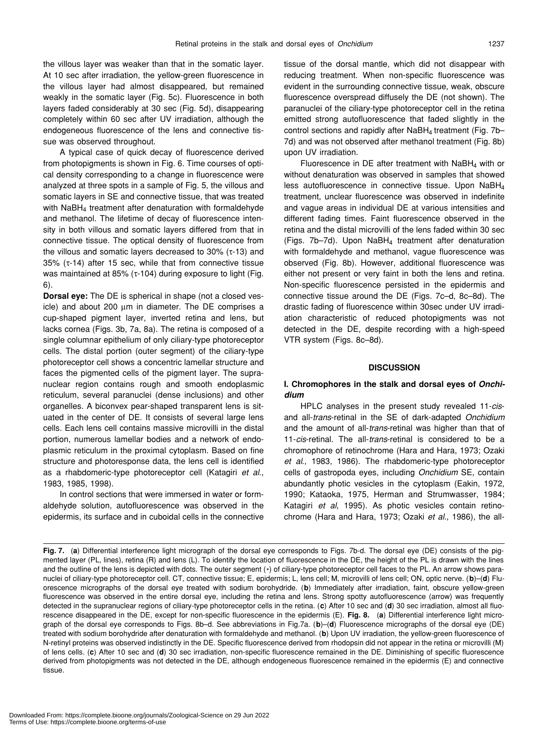the villous layer was weaker than that in the somatic layer. At 10 sec after irradiation, the yellow-green fluorescence in the villous layer had almost disappeared, but remained weakly in the somatic layer (Fig. 5c). Fluorescence in both layers faded considerably at 30 sec (Fig. 5d), disappearing completely within 60 sec after UV irradiation, although the endogeneous fluorescence of the lens and connective tissue was observed throughout.

A typical case of quick decay of fluorescence derived from photopigments is shown in Fig. 6. Time courses of optical density corresponding to a change in fluorescence were analyzed at three spots in a sample of Fig. 5, the villous and somatic layers in SE and connective tissue, that was treated with $NaBH_4$ treatment after denaturation with formaldehyde and methanol. The lifetime of decay of fluorescence intensity in both villous and somatic layers differed from that in connective tissue. The optical density of fluorescence from the villous and somatic layers decreased to 30% (τ-13) and 35% (τ-14) after 15 sec, while that from connective tissue was maintained at 85% (τ-104) during exposure to light (Fig. 6).

**Dorsal eye:** The DE is spherical in shape (not a closed vesicle) and about 200 μm in diameter. The DE comprises a cup-shaped pigment layer, inverted retina and lens, but lacks cornea (Figs. 3b, 7a, 8a). The retina is composed of a single columnar epithelium of only ciliary-type photoreceptor cells. The distal portion (outer segment) of the ciliary-type photoreceptor cell shows a concentric lamellar structure and faces the pigmented cells of the pigment layer. The supranuclear region contains rough and smooth endoplasmic reticulum, several paranuclei (dense inclusions) and other organelles. A biconvex pear-shaped transparent lens is situated in the center of DE. It consists of several large lens cells. Each lens cell contains massive microvilli in the distal portion, numerous lamellar bodies and a network of endoplasmic reticulum in the proximal cytoplasm. Based on fine structure and photoresponse data, the lens cell is identified as a rhabdomeric-type photoreceptor cell (Katagiri *et al*., 1983, 1985, 1998).

In control sections that were immersed in water or formaldehyde solution, autofluorescence was observed in the epidermis, its surface and in cuboidal cells in the connective tissue of the dorsal mantle, which did not disappear with reducing treatment. When non-specific fluorescence was evident in the surrounding connective tissue, weak, obscure fluorescence overspread diffusely the DE (not shown). The paranuclei of the ciliary-type photoreceptor cell in the retina emitted strong autofluorescence that faded slightly in the control sections and rapidly after $NaBH_4$ treatment (Fig. 7b–7d) and was not observed after methanol treatment (Fig. 8b) upon UV irradiation.

Fluorescence in DE after treatment with $NaBH_4$ with or without denaturation was observed in samples that showed less autofluorescence in connective tissue. Upon $NaBH_4$ treatment, unclear fluorescence was observed in indefinite and vague areas in individual DE at various intensities and different fading times. Faint fluorescence observed in the retina and the distal microvilli of the lens faded within 30 sec (Figs. 7b–7d). Upon $NaBH_4$ treatment after denaturation with formaldehyde and methanol, vague fluorescence was observed (Fig. 8b). However, additional fluorescence was either not present or very faint in both the lens and retina. Non-specific fluorescence persisted in the epidermis and connective tissue around the DE (Figs. 7c–d, 8c–8d). The drastic fading of fluorescence within 30sec under UV irradiation characteristic of reduced photopigments was not detected in the DE, despite recording with a high-speed VTR system (Figs. 8c–8d).

## DISCUSSION

### I. Chromophores in the stalk and dorsal eyes of *Onchidium*

HPLC analyses in the present study revealed 11-*cis*- and all-*trans*-retinal in the SE of dark-adapted *Onchidium* and the amount of all-*trans*-retinal was higher than that of 11-*cis*-retinal. The all-*trans*-retinal is considered to be a chromophore of retinochrome (Hara and Hara, 1973; Ozaki *et al*., 1983, 1986). The rhabdomeric-type photoreceptor cells of gastropoda eyes, including *Onchidium* SE, contain abundantly photic vesicles in the cytoplasm (Eakin, 1972, 1990; Kataoka, 1975, Herman and Strumwasser, 1984; Katagiri *et al*, 1995). As photic vesicles contain retinochrome (Hara and Hara, 1973; Ozaki *et al*., 1986), the all-

**Fig. 7.** (**a**) Differential interference light micrograph of the dorsal eye corresponds to Figs. 7b-d. The dorsal eye (DE) consists of the pigmented layer (PL, lines), retina (R) and lens (L). To identify the location of fluorescence in the DE, the height of the PL is drawn with the lines and the outline of the lens is depicted with dots. The outer segment (*) of ciliary-type photoreceptor cell faces to the PL. An arrow shows paranuclei of ciliary-type photoreceptor cell. CT, connective tissue; E, epidermis; L, lens cell; M, microvilli of lens cell; ON, optic nerve. (**b**)–(**d**) Fluorescence micrographs of the dorsal eye treated with sodium borohydride. (**b**) Immediately after irradiation, faint, obscure yellow-green fluorescence was observed in the entire dorsal eye, including the retina and lens. Strong spotty autofluorescence (arrow) was frequently detected in the supranuclear regions of ciliary-type photoreceptor cells in the retina. (**c**) After 10 sec and (**d**) 30 sec irradiation, almost all fluorescence disappeared in the DE, except for non-specific fluorescence in the epidermis (E). **Fig. 8.** (**a**) Differential interference light micrograph of the dorsal eye corresponds to Figs. 8b–d. See abbreviations in Fig.7a. (**b**)–(**d**) Fluorescence micrographs of the dorsal eye (DE) treated with sodium borohydride after denaturation with formaldehyde and methanol. (**b**) Upon UV irradiation, the yellow-green fluorescence of N-retinyl proteins was observed indistinctly in the DE. Specific fluorescence derived from rhodopsin did not appear in the retina or microvilli (M) of lens cells. (**c**) After 10 sec and (**d**) 30 sec irradiation, non-specific fluorescence remained in the DE. Diminishing of specific fluorescence derived from photopigments was not detected in the DE, although endogeneous fluorescence remained in the epidermis (E) and connective tissue.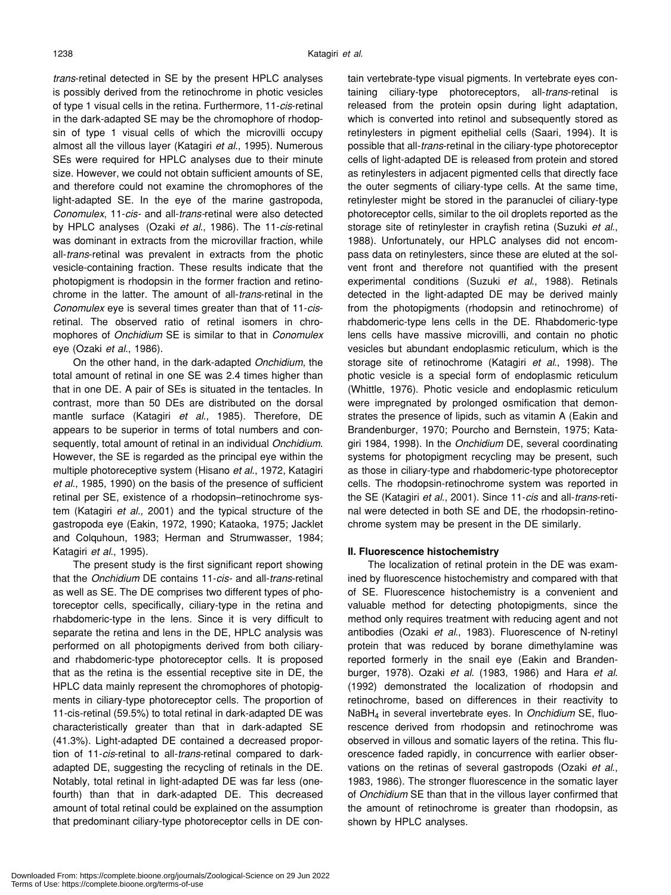*trans*-retinal detected in SE by the present HPLC analyses is possibly derived from the retinochrome in photic vesicles of type 1 visual cells in the retina. Furthermore, 11-*cis*-retinal in the dark-adapted SE may be the chromophore of rhodopsin of type 1 visual cells of which the microvilli occupy almost all the villous layer (Katagiri *et al*., 1995). Numerous SEs were required for HPLC analyses due to their minute size. However, we could not obtain sufficient amounts of SE, and therefore could not examine the chromophores of the light-adapted SE. In the eye of the marine gastropoda, *Conomulex*, 11-*cis*- and all-*trans*-retinal were also detected by HPLC analyses (Ozaki *et al*., 1986). The 11-*cis*-retinal was dominant in extracts from the microvillar fraction, while all-*trans*-retinal was prevalent in extracts from the photic vesicle-containing fraction. These results indicate that the photopigment is rhodopsin in the former fraction and retinochrome in the latter. The amount of all-*trans*-retinal in the *Conomulex* eye is several times greater than that of 11-*cis*-retinal. The observed ratio of retinal isomers in chromophores of *Onchidium* SE is similar to that in *Conomulex* eye (Ozaki *et al*., 1986).

On the other hand, in the dark-adapted *Onchidium*, the total amount of retinal in one SE was 2.4 times higher than that in one DE. A pair of SEs is situated in the tentacles. In contrast, more than 50 DEs are distributed on the dorsal mantle surface (Katagiri *et al*., 1985). Therefore, DE appears to be superior in terms of total numbers and consequently, total amount of retinal in an individual *Onchidium*. However, the SE is regarded as the principal eye within the multiple photoreceptive system (Hisano *et al*., 1972, Katagiri *et al*., 1985, 1990) on the basis of the presence of sufficient retinal per SE, existence of a rhodopsin–retinochrome system (Katagiri *et al*., 2001) and the typical structure of the gastropoda eye (Eakin, 1972, 1990; Kataoka, 1975; Jacklet and Colquhoun, 1983; Herman and Strumwasser, 1984; Katagiri *et al*., 1995).

The present study is the first significant report showing that the *Onchidium* DE contains 11-*cis*- and all-*trans*-retinal as well as SE. The DE comprises two different types of photoreceptor cells, specifically, ciliary-type in the retina and rhabdomeric-type in the lens. Since it is very difficult to separate the retina and lens in the DE, HPLC analysis was performed on all photopigments derived from both ciliary- and rhabdomeric-type photoreceptor cells. It is proposed that as the retina is the essential receptive site in DE, the HPLC data mainly represent the chromophores of photopigments in ciliary-type photoreceptor cells. The proportion of 11-cis-retinal (59.5%) to total retinal in dark-adapted DE was characteristically greater than that in dark-adapted SE (41.3%). Light-adapted DE contained a decreased proportion of 11-*cis*-retinal to all-*trans*-retinal compared to dark-adapted DE, suggesting the recycling of retinals in the DE. Notably, total retinal in light-adapted DE was far less (one-fourth) than that in dark-adapted DE. This decreased amount of total retinal could be explained on the assumption that predominant ciliary-type photoreceptor cells in DE contain vertebrate-type visual pigments. In vertebrate eyes containing ciliary-type photoreceptors, all-*trans*-retinal is released from the protein opsin during light adaptation, which is converted into retinol and subsequently stored as retinylesters in pigment epithelial cells (Saari, 1994). It is possible that all-*trans*-retinal in the ciliary-type photoreceptor cells of light-adapted DE is released from protein and stored as retinylesters in adjacent pigmented cells that directly face the outer segments of ciliary-type cells. At the same time, retinylester might be stored in the paranuclei of ciliary-type photoreceptor cells, similar to the oil droplets reported as the storage site of retinylester in crayfish retina (Suzuki *et al*., 1988). Unfortunately, our HPLC analyses did not encompass data on retinylesters, since these are eluted at the solvent front and therefore not quantified with the present experimental conditions (Suzuki *et al*., 1988). Retinals detected in the light-adapted DE may be derived mainly from the photopigments (rhodopsin and retinochrome) of rhabdomeric-type lens cells in the DE. Rhabdomeric-type lens cells have massive microvilli, and contain no photic vesicles but abundant endoplasmic reticulum, which is the storage site of retinochrome (Katagiri *et al*., 1998). The photic vesicle is a special form of endoplasmic reticulum (Whittle, 1976). Photic vesicle and endoplasmic reticulum were impregnated by prolonged osmification that demonstrates the presence of lipids, such as vitamin A (Eakin and Brandenburger, 1970; Pourcho and Bernstein, 1975; Katagiri 1984, 1998). In the *Onchidium* DE, several coordinating systems for photopigment recycling may be present, such as those in ciliary-type and rhabdomeric-type photoreceptor cells. The rhodopsin-retinochrome system was reported in the SE (Katagiri *et al*., 2001). Since 11-*cis* and all-*trans*-retinal were detected in both SE and DE, the rhodopsin-retinochrome system may be present in the DE similarly.

### II. Fluorescence histochemistry

The localization of retinal protein in the DE was examined by fluorescence histochemistry and compared with that of SE. Fluorescence histochemistry is a convenient and valuable method for detecting photopigments, since the method only requires treatment with reducing agent and not antibodies (Ozaki *et al*., 1983). Fluorescence of N-retinyl protein that was reduced by borane dimethylamine was reported formerly in the snail eye (Eakin and Brandenburger, 1978). Ozaki *et al*. (1983, 1986) and Hara *et al*. (1992) demonstrated the localization of rhodopsin and retinochrome, based on differences in their reactivity to $NaBH_4$ in several invertebrate eyes. In *Onchidium* SE, fluorescence derived from rhodopsin and retinochrome was observed in villous and somatic layers of the retina. This fluorescence faded rapidly, in concurrence with earlier observations on the retinas of several gastropods (Ozaki *et al*., 1983, 1986). The stronger fluorescence in the somatic layer of *Onchidium* SE than that in the villous layer confirmed that the amount of retinochrome is greater than rhodopsin, as shown by HPLC analyses.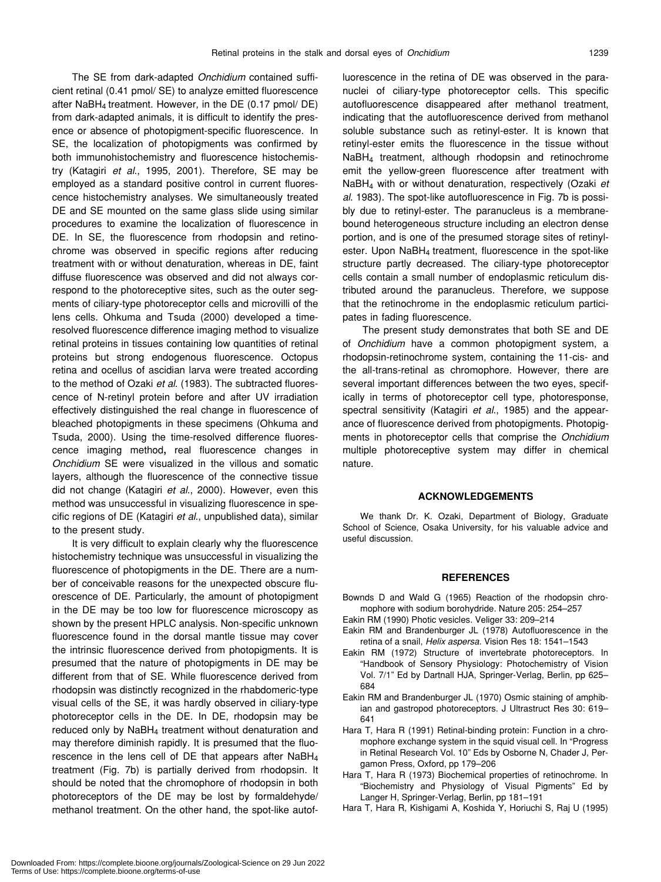The SE from dark-adapted *Onchidium* contained sufficient retinal (0.41 pmol/ SE) to analyze emitted fluorescence after $NaBH_4$ treatment. However, in the DE (0.17 pmol/ DE) from dark-adapted animals, it is difficult to identify the presence or absence of photopigment-specific fluorescence. In SE, the localization of photopigments was confirmed by both immunohistochemistry and fluorescence histochemistry (Katagiri *et al*., 1995, 2001). Therefore, SE may be employed as a standard positive control in current fluorescence histochemistry analyses. We simultaneously treated DE and SE mounted on the same glass slide using similar procedures to examine the localization of fluorescence in DE. In SE, the fluorescence from rhodopsin and retinochrome was observed in specific regions after reducing treatment with or without denaturation, whereas in DE, faint diffuse fluorescence was observed and did not always correspond to the photoreceptive sites, such as the outer segments of ciliary-type photoreceptor cells and microvilli of the lens cells. Ohkuma and Tsuda (2000) developed a time-resolved fluorescence difference imaging method to visualize retinal proteins in tissues containing low quantities of retinal proteins but strong endogenous fluorescence. Octopus retina and ocellus of ascidian larva were treated according to the method of Ozaki *et al.* (1983). The subtracted fluorescence of N-retinyl protein before and after UV irradiation effectively distinguished the real change in fluorescence of bleached photopigments in these specimens (Ohkuma and Tsuda, 2000). Using the time-resolved difference fluorescence imaging method**,** real fluorescence changes in *Onchidium* SE were visualized in the villous and somatic layers, although the fluorescence of the connective tissue did not change (Katagiri *et al*., 2000). However, even this method was unsuccessful in visualizing fluorescence in specific regions of DE (Katagiri *et al*., unpublished data), similar to the present study.

It is very difficult to explain clearly why the fluorescence histochemistry technique was unsuccessful in visualizing the fluorescence of photopigments in the DE. There are a number of conceivable reasons for the unexpected obscure fluorescence of DE. Particularly, the amount of photopigment in the DE may be too low for fluorescence microscopy as shown by the present HPLC analysis. Non-specific unknown fluorescence found in the dorsal mantle tissue may cover the intrinsic fluorescence derived from photopigments. It is presumed that the nature of photopigments in DE may be different from that of SE. While fluorescence derived from rhodopsin was distinctly recognized in the rhabdomeric-type visual cells of the SE, it was hardly observed in ciliary-type photoreceptor cells in the DE. In DE, rhodopsin may be reduced only by $NaBH_4$ treatment without denaturation and may therefore diminish rapidly. It is presumed that the fluorescence in the lens cell of DE that appears after $NaBH_4$ treatment (Fig. 7b) is partially derived from rhodopsin. It should be noted that the chromophore of rhodopsin in both photoreceptors of the DE may be lost by formaldehyde/ methanol treatment. On the other hand, the spot-like autofluorescence in the retina of DE was observed in the paranuclei of ciliary-type photoreceptor cells. This specific autofluorescence disappeared after methanol treatment, indicating that the autofluorescence derived from methanol soluble substance such as retinyl-ester. It is known that retinyl-ester emits the fluorescence in the tissue without $NaBH_4$ treatment, although rhodopsin and retinochrome emit the yellow-green fluorescence after treatment with $NaBH_4$ with or without denaturation, respectively (Ozaki *et al.* 1983). The spot-like autofluorescence in Fig. 7b is possibly due to retinyl-ester. The paranucleus is a membrane-bound heterogeneous structure including an electron dense portion, and is one of the presumed storage sites of retinyl-ester. Upon $NaBH_4$ treatment, fluorescence in the spot-like structure partly decreased. The ciliary-type photoreceptor cells contain a small number of endoplasmic reticulum distributed around the paranucleus. Therefore, we suppose that the retinochrome in the endoplasmic reticulum participates in fading fluorescence.

The present study demonstrates that both SE and DE of *Onchidium* have a common photopigment system, a rhodopsin-retinochrome system, containing the 11-cis- and the all-trans-retinal as chromophore. However, there are several important differences between the two eyes, specifically in terms of photoreceptor cell type, photoresponse, spectral sensitivity (Katagiri *et al*., 1985) and the appearance of fluorescence derived from photopigments. Photopigments in photoreceptor cells that comprise the *Onchidium* multiple photoreceptive system may differ in chemical nature.

## ACKNOWLEDGEMENTS

We thank Dr. K. Ozaki, Department of Biology, Graduate School of Science, Osaka University, for his valuable advice and useful discussion.

## REFERENCES

Bownds D and Wald G (1965) Reaction of the rhodopsin chromophore with sodium borohydride. Nature 205: 254–257

Eakin RM (1990) Photic vesicles. Veliger 33: 209–214

Eakin RM and Brandenburger JL (1978) Autofluorescence in the retina of a snail, *Helix aspersa*. Vision Res 18: 1541–1543

Eakin RM (1972) Structure of invertebrate photoreceptors. In "Handbook of Sensory Physiology: Photochemistry of Vision Vol. 7/1" Ed by Dartnall HJA, Springer-Verlag, Berlin, pp 625–684

Eakin RM and Brandenburger JL (1970) Osmic staining of amphibian and gastropod photoreceptors. J Ultrastruct Res 30: 619–641

Hara T, Hara R (1991) Retinal-binding protein: Function in a chromophore exchange system in the squid visual cell. In "Progress in Retinal Research Vol. 10" Eds by Osborne N, Chader J, Pergamon Press, Oxford, pp 179–206

Hara T, Hara R (1973) Biochemical properties of retinochrome. In "Biochemistry and Physiology of Visual Pigments" Ed by Langer H, Springer-Verlag, Berlin, pp 181–191

Hara T, Hara R, Kishigami A, Koshida Y, Horiuchi S, Raj U (1995)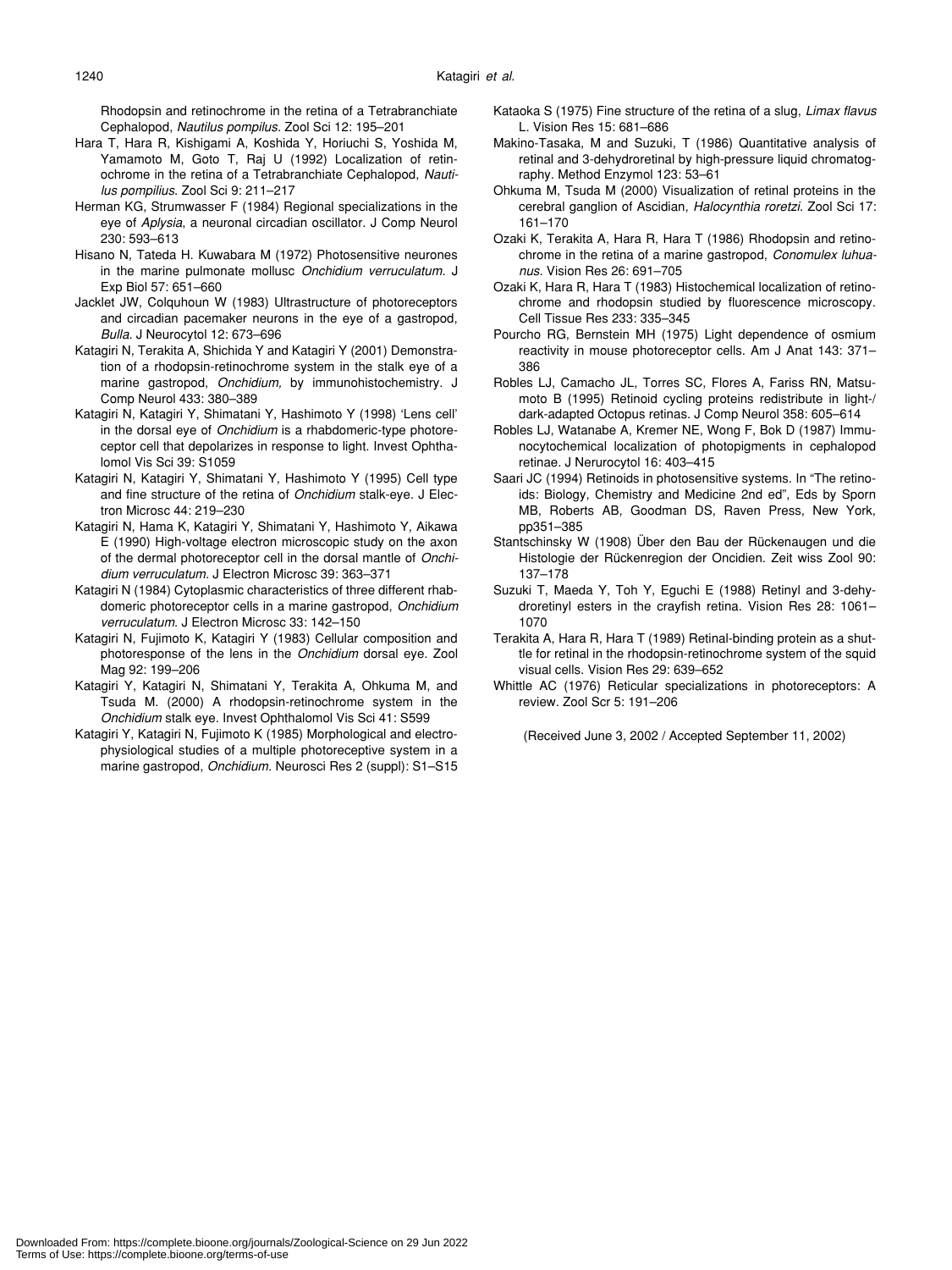Rhodopsin and retinochrome in the retina of a Tetrabranchiate Cephalopod, *Nautilus pompilus*. Zool Sci 12: 195–201

Hara T, Hara R, Kishigami A, Koshida Y, Horiuchi S, Yoshida M, Yamamoto M, Goto T, Raj U (1992) Localization of retinochrome in the retina of a Tetrabranchiate Cephalopod, *Nautilus pompilius*. Zool Sci 9: 211–217

Herman KG, Strumwasser F (1984) Regional specializations in the eye of *Aplysia*, a neuronal circadian oscillator. J Comp Neurol 230: 593–613

Hisano N, Tateda H. Kuwabara M (1972) Photosensitive neurones in the marine pulmonate mollusc *Onchidium verruculatum*. J Exp Biol 57: 651–660

Jacklet JW, Colquhoun W (1983) Ultrastructure of photoreceptors and circadian pacemaker neurons in the eye of a gastropod, *Bulla*. J Neurocytol 12: 673–696

Katagiri N, Terakita A, Shichida Y and Katagiri Y (2001) Demonstration of a rhodopsin-retinochrome system in the stalk eye of a marine gastropod, *Onchidium,* by immunohistochemistry. J Comp Neurol 433: 380–389

Katagiri N, Katagiri Y, Shimatani Y, Hashimoto Y (1998) 'Lens cell' in the dorsal eye of *Onchidium* is a rhabdomeric-type photoreceptor cell that depolarizes in response to light. Invest Ophthalomol Vis Sci 39: S1059

Katagiri N, Katagiri Y, Shimatani Y, Hashimoto Y (1995) Cell type and fine structure of the retina of *Onchidium* stalk-eye. J Electron Microsc 44: 219–230

Katagiri N, Hama K, Katagiri Y, Shimatani Y, Hashimoto Y, Aikawa E (1990) High-voltage electron microscopic study on the axon of the dermal photoreceptor cell in the dorsal mantle of *Onchidium verruculatum*. J Electron Microsc 39: 363–371

Katagiri N (1984) Cytoplasmic characteristics of three different rhabdomeric photoreceptor cells in a marine gastropod, *Onchidium verruculatum*. J Electron Microsc 33: 142–150

Katagiri N, Fujimoto K, Katagiri Y (1983) Cellular composition and photoresponse of the lens in the *Onchidium* dorsal eye. Zool Mag 92: 199–206

Katagiri Y, Katagiri N, Shimatani Y, Terakita A, Ohkuma M, and Tsuda M. (2000) A rhodopsin-retinochrome system in the *Onchidium* stalk eye. Invest Ophthalomol Vis Sci 41: S599

Katagiri Y, Katagiri N, Fujimoto K (1985) Morphological and electrophysiological studies of a multiple photoreceptive system in a marine gastropod, *Onchidium*. Neurosci Res 2 (suppl): S1–S15

Kataoka S (1975) Fine structure of the retina of a slug, *Limax flavus* L. Vision Res 15: 681–686

Makino-Tasaka, M and Suzuki, T (1986) Quantitative analysis of retinal and 3-dehydroretinal by high-pressure liquid chromatography. Method Enzymol 123: 53–61

Ohkuma M, Tsuda M (2000) Visualization of retinal proteins in the cerebral ganglion of Ascidian, *Halocynthia roretzi*. Zool Sci 17: 161–170

Ozaki K, Terakita A, Hara R, Hara T (1986) Rhodopsin and retinochrome in the retina of a marine gastropod, *Conomulex luhuanus*. Vision Res 26: 691–705

Ozaki K, Hara R, Hara T (1983) Histochemical localization of retinochrome and rhodopsin studied by fluorescence microscopy. Cell Tissue Res 233: 335–345

Pourcho RG, Bernstein MH (1975) Light dependence of osmium reactivity in mouse photoreceptor cells. Am J Anat 143: 371–386

Robles LJ, Camacho JL, Torres SC, Flores A, Fariss RN, Matsumoto B (1995) Retinoid cycling proteins redistribute in light-/dark-adapted Octopus retinas. J Comp Neurol 358: 605–614

Robles LJ, Watanabe A, Kremer NE, Wong F, Bok D (1987) Immunocytochemical localization of photopigments in cephalopod retinae. J Nerurocytol 16: 403–415

Saari JC (1994) Retinoids in photosensitive systems. In "The retinoids: Biology, Chemistry and Medicine 2nd ed", Eds by Sporn MB, Roberts AB, Goodman DS, Raven Press, New York, pp351–385

Stantschinsky W (1908) Über den Bau der Rückenaugen und die Histologie der Rückenregion der Oncidien. Zeit wiss Zool 90: 137–178

Suzuki T, Maeda Y, Toh Y, Eguchi E (1988) Retinyl and 3-dehydroretinyl esters in the crayfish retina. Vision Res 28: 1061–1070

Terakita A, Hara R, Hara T (1989) Retinal-binding protein as a shuttle for retinal in the rhodopsin-retinochrome system of the squid visual cells. Vision Res 29: 639–652

Whittle AC (1976) Reticular specializations in photoreceptors: A review. Zool Scr 5: 191–206

(Received June 3, 2002 / Accepted September 11, 2002)